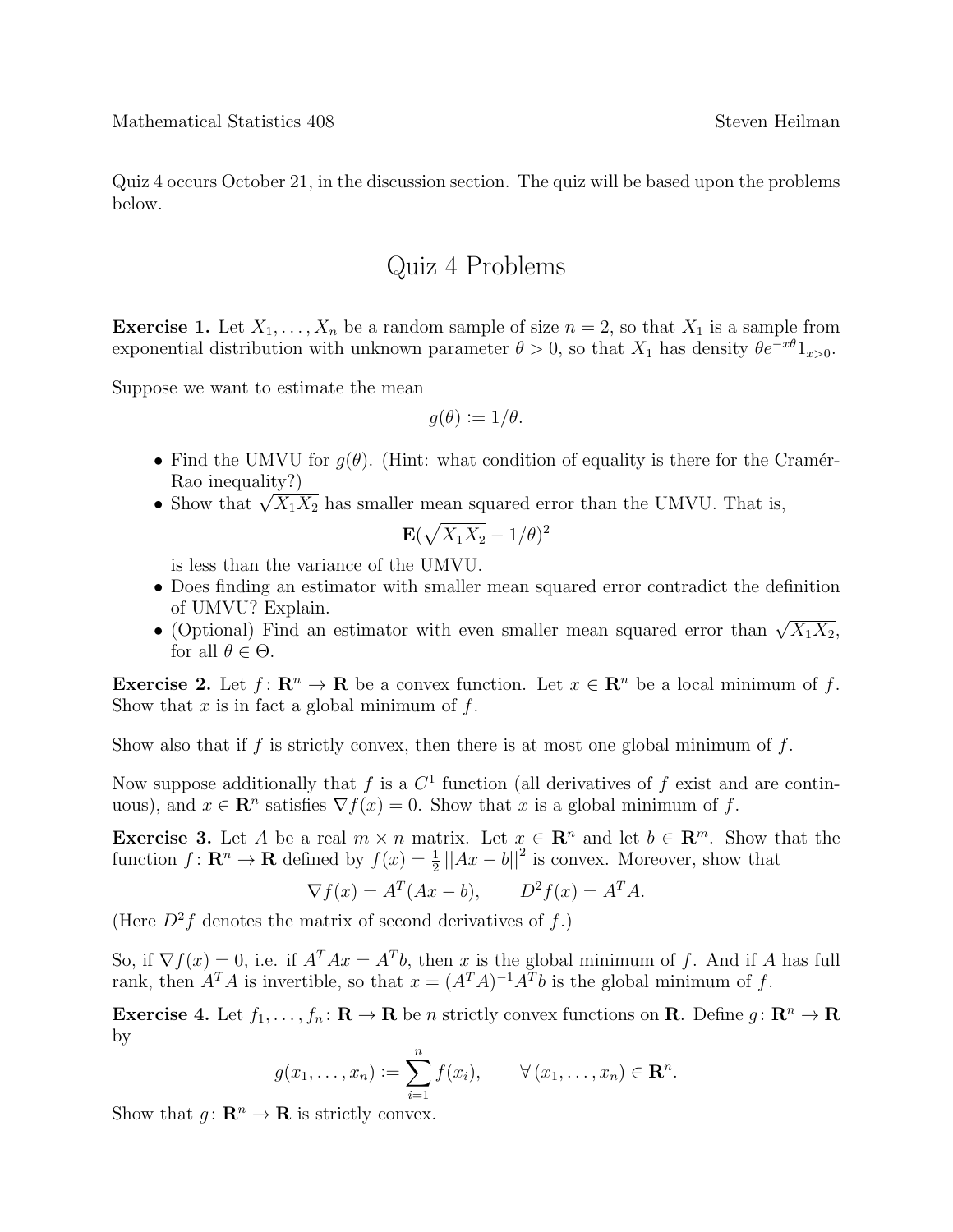Quiz 4 occurs October 21, in the discussion section. The quiz will be based upon the problems below.

# Quiz 4 Problems

**Exercise 1.** Let $X_1, \ldots, X_n$ be a random sample of size $n = 2$, so that $X_1$ is a sample from exponential distribution with unknown parameter $\theta > 0$, so that $X_1$ has density $\theta e^{-x\theta} 1_{x>0}$.

Suppose we want to estimate the mean

$$g(\theta) := 1/\theta.$$

- Find the UMVU for $g(\theta)$. (Hint: what condition of equality is there for the Cramér-Rao inequality?)
- Show that $\sqrt{X_1 X_2}$ has smaller mean squared error than the UMVU. That is,
$$\mathbf{E}(\sqrt{X_1 X_2} - 1/\theta)^2$$
is less than the variance of the UMVU.
- Does finding an estimator with smaller mean squared error contradict the definition of UMVU? Explain.
- (Optional) Find an estimator with even smaller mean squared error than $\sqrt{X_1 X_2}$, for all $\theta \in \Theta$.

**Exercise 2.** Let $f: \mathbf{R}^n \to \mathbf{R}$ be a convex function. Let $x \in \mathbf{R}^n$ be a local minimum of $f$. Show that $x$ is in fact a global minimum of $f$.

Show also that if $f$ is strictly convex, then there is at most one global minimum of $f$.

Now suppose additionally that $f$ is a $C^1$ function (all derivatives of $f$ exist and are continuous), and $x \in \mathbf{R}^n$ satisfies $\nabla f(x) = 0$. Show that $x$ is a global minimum of $f$.

**Exercise 3.** Let $A$ be a real $m \times n$ matrix. Let $x \in \mathbf{R}^n$ and let $b \in \mathbf{R}^m$. Show that the function $f: \mathbf{R}^n \to \mathbf{R}$ defined by $f(x) = \frac{1}{2} ||Ax - b||^2$ is convex. Moreover, show that

$$\nabla f(x) = A^T(Ax - b), \qquad D^2 f(x) = A^T A.$$

(Here $D^2 f$ denotes the matrix of second derivatives of $f$.)

So, if $\nabla f(x) = 0$, i.e. if $A^T A x = A^T b$, then $x$ is the global minimum of $f$. And if $A$ has full rank, then $A^T A$ is invertible, so that $x = (A^T A)^{-1} A^T b$ is the global minimum of $f$.

**Exercise 4.** Let $f_1, \ldots, f_n: \mathbf{R} \to \mathbf{R}$ be $n$ strictly convex functions on $\mathbf{R}$. Define $g: \mathbf{R}^n \to \mathbf{R}$ by

$$g(x_1, \ldots, x_n) := \sum_{i=1}^{n} f(x_i), \qquad \forall\, (x_1, \ldots, x_n) \in \mathbf{R}^n.$$

Show that $g: \mathbf{R}^n \to \mathbf{R}$ is strictly convex.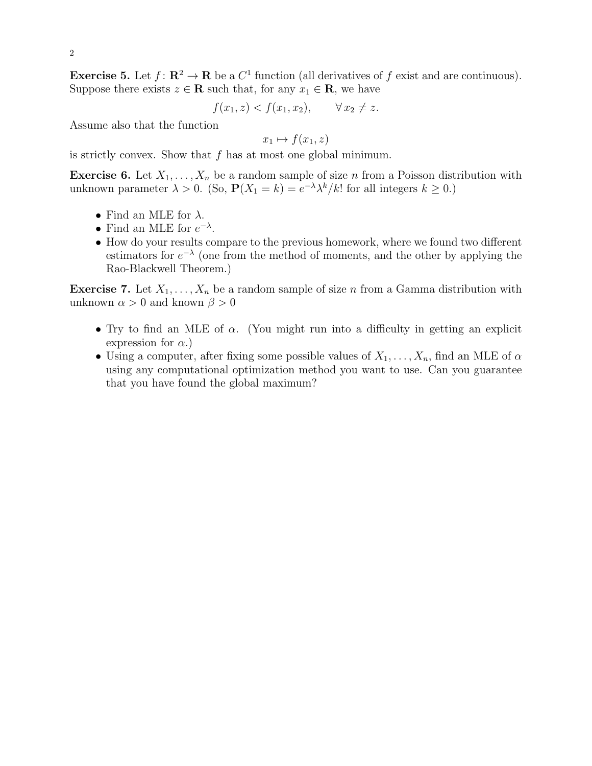**Exercise 5.** Let $f\colon \mathbf{R}^2 \to \mathbf{R}$ be a $C^1$ function (all derivatives of $f$ exist and are continuous). Suppose there exists $z \in \mathbf{R}$ such that, for any $x_1 \in \mathbf{R}$, we have

$$f(x_1, z) < f(x_1, x_2), \qquad \forall\, x_2 \neq z.$$

Assume also that the function

$$x_1 \mapsto f(x_1, z)$$

is strictly convex. Show that $f$ has at most one global minimum.

**Exercise 6.** Let $X_1, \ldots, X_n$ be a random sample of size $n$ from a Poisson distribution with unknown parameter $\lambda > 0$. (So, $\mathbf{P}(X_1 = k) = e^{-\lambda}\lambda^k/k!$ for all integers $k \geq 0$.)

- Find an MLE for $\lambda$.
- Find an MLE for $e^{-\lambda}$.
- How do your results compare to the previous homework, where we found two different estimators for $e^{-\lambda}$ (one from the method of moments, and the other by applying the Rao-Blackwell Theorem.)

**Exercise 7.** Let $X_1, \ldots, X_n$ be a random sample of size $n$ from a Gamma distribution with unknown $\alpha > 0$ and known $\beta > 0$

- Try to find an MLE of $\alpha$. (You might run into a difficulty in getting an explicit expression for $\alpha$.)
- Using a computer, after fixing some possible values of $X_1, \ldots, X_n$, find an MLE of $\alpha$ using any computational optimization method you want to use. Can you guarantee that you have found the global maximum?